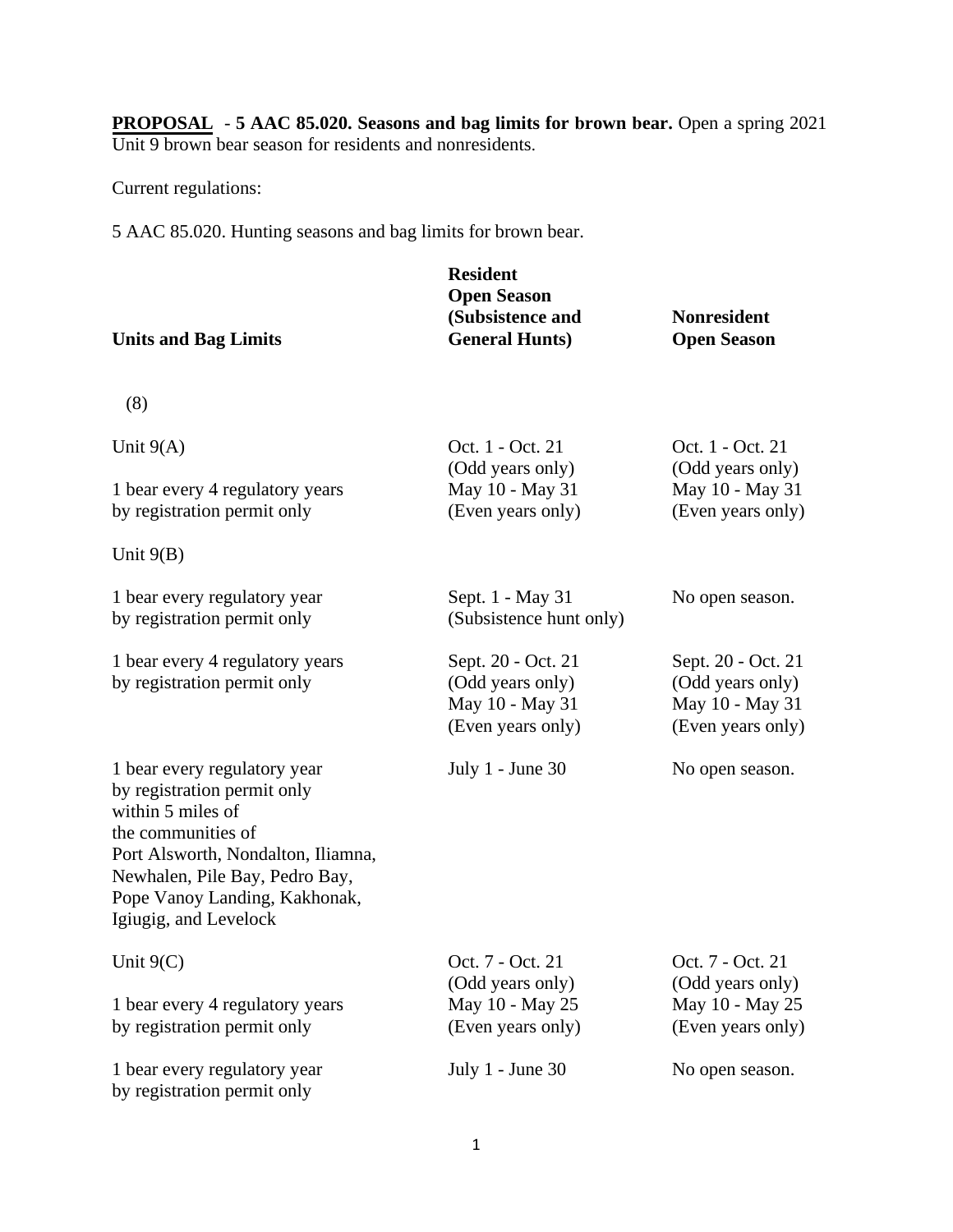**<u>PROPOSAL</u>** - **5 AAC 85.020. Seasons and bag limits for brown bear.** Open a spring 2021 Unit 9 brown bear season for residents and nonresidents.

Current regulations:

5 AAC 85.020. Hunting seasons and bag limits for brown bear.

| **Units and Bag Limits** | **Resident Open Season (Subsistence and General Hunts)** | **Nonresident Open Season** |
|---|---|---|
| (8) | | |
| Unit 9(A)<br><br>1 bear every 4 regulatory years by registration permit only | Oct. 1 - Oct. 21 (Odd years only)<br>May 10 - May 31 (Even years only) | Oct. 1 - Oct. 21 (Odd years only)<br>May 10 - May 31 (Even years only) |
| Unit 9(B) | | |
| 1 bear every regulatory year by registration permit only | Sept. 1 - May 31 (Subsistence hunt only) | No open season. |
| 1 bear every 4 regulatory years by registration permit only | Sept. 20 - Oct. 21 (Odd years only)<br>May 10 - May 31 (Even years only) | Sept. 20 - Oct. 21 (Odd years only)<br>May 10 - May 31 (Even years only) |
| 1 bear every regulatory year by registration permit only within 5 miles of the communities of Port Alsworth, Nondalton, Iliamna, Newhalen, Pile Bay, Pedro Bay, Pope Vanoy Landing, Kakhonak, Igiugig, and Levelock | July 1 - June 30 | No open season. |
| Unit 9(C)<br><br>1 bear every 4 regulatory years by registration permit only | Oct. 7 - Oct. 21 (Odd years only)<br>May 10 - May 25 (Even years only) | Oct. 7 - Oct. 21 (Odd years only)<br>May 10 - May 25 (Even years only) |
| 1 bear every regulatory year by registration permit only | July 1 - June 30 | No open season. |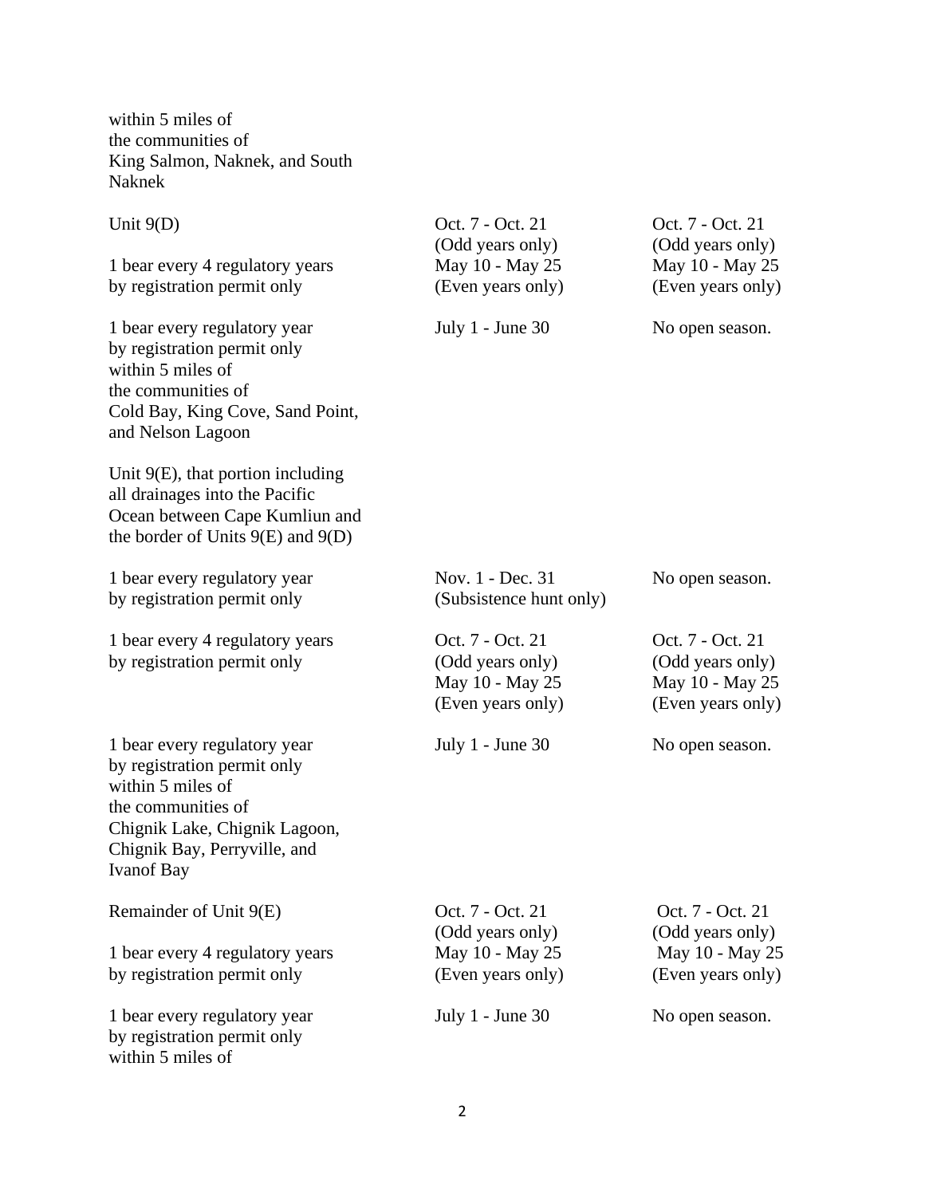| | | |
|---|---|---|
| within 5 miles of the communities of King Salmon, Naknek, and South Naknek | | |
| Unit 9(D) | | |
| 1 bear every 4 regulatory years by registration permit only | Oct. 7 - Oct. 21 (Odd years only) May 10 - May 25 (Even years only) | Oct. 7 - Oct. 21 (Odd years only) May 10 - May 25 (Even years only) |
| 1 bear every regulatory year by registration permit only within 5 miles of the communities of Cold Bay, King Cove, Sand Point, and Nelson Lagoon | July 1 - June 30 | No open season. |
| Unit 9(E), that portion including all drainages into the Pacific Ocean between Cape Kumliun and the border of Units 9(E) and 9(D) | | |
| 1 bear every regulatory year by registration permit only | Nov. 1 - Dec. 31 (Subsistence hunt only) | No open season. |
| 1 bear every 4 regulatory years by registration permit only | Oct. 7 - Oct. 21 (Odd years only) May 10 - May 25 (Even years only) | Oct. 7 - Oct. 21 (Odd years only) May 10 - May 25 (Even years only) |
| 1 bear every regulatory year by registration permit only within 5 miles of the communities of Chignik Lake, Chignik Lagoon, Chignik Bay, Perryville, and Ivanof Bay | July 1 - June 30 | No open season. |
| Remainder of Unit 9(E) | | |
| 1 bear every 4 regulatory years by registration permit only | Oct. 7 - Oct. 21 (Odd years only) May 10 - May 25 (Even years only) | Oct. 7 - Oct. 21 (Odd years only) May 10 - May 25 (Even years only) |
| 1 bear every regulatory year by registration permit only within 5 miles of | July 1 - June 30 | No open season. |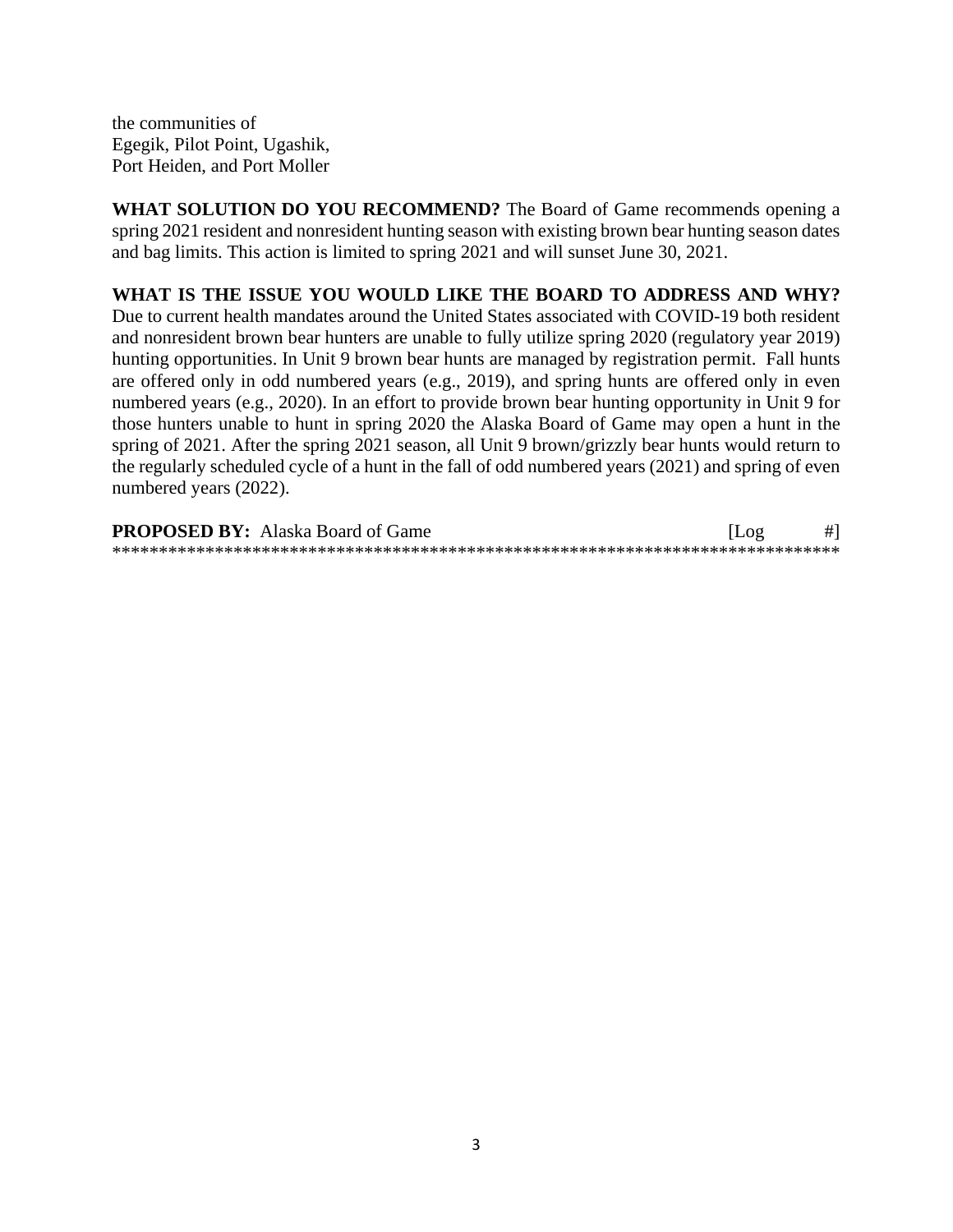the communities of
Egegik, Pilot Point, Ugashik,
Port Heiden, and Port Moller

**WHAT SOLUTION DO YOU RECOMMEND?** The Board of Game recommends opening a spring 2021 resident and nonresident hunting season with existing brown bear hunting season dates and bag limits. This action is limited to spring 2021 and will sunset June 30, 2021.

**WHAT IS THE ISSUE YOU WOULD LIKE THE BOARD TO ADDRESS AND WHY?** Due to current health mandates around the United States associated with COVID-19 both resident and nonresident brown bear hunters are unable to fully utilize spring 2020 (regulatory year 2019) hunting opportunities. In Unit 9 brown bear hunts are managed by registration permit. Fall hunts are offered only in odd numbered years (e.g., 2019), and spring hunts are offered only in even numbered years (e.g., 2020). In an effort to provide brown bear hunting opportunity in Unit 9 for those hunters unable to hunt in spring 2020 the Alaska Board of Game may open a hunt in the spring of 2021. After the spring 2021 season, all Unit 9 brown/grizzly bear hunts would return to the regularly scheduled cycle of a hunt in the fall of odd numbered years (2021) and spring of even numbered years (2022).

**PROPOSED BY:** Alaska Board of Game [Log #]
******************************************************************************